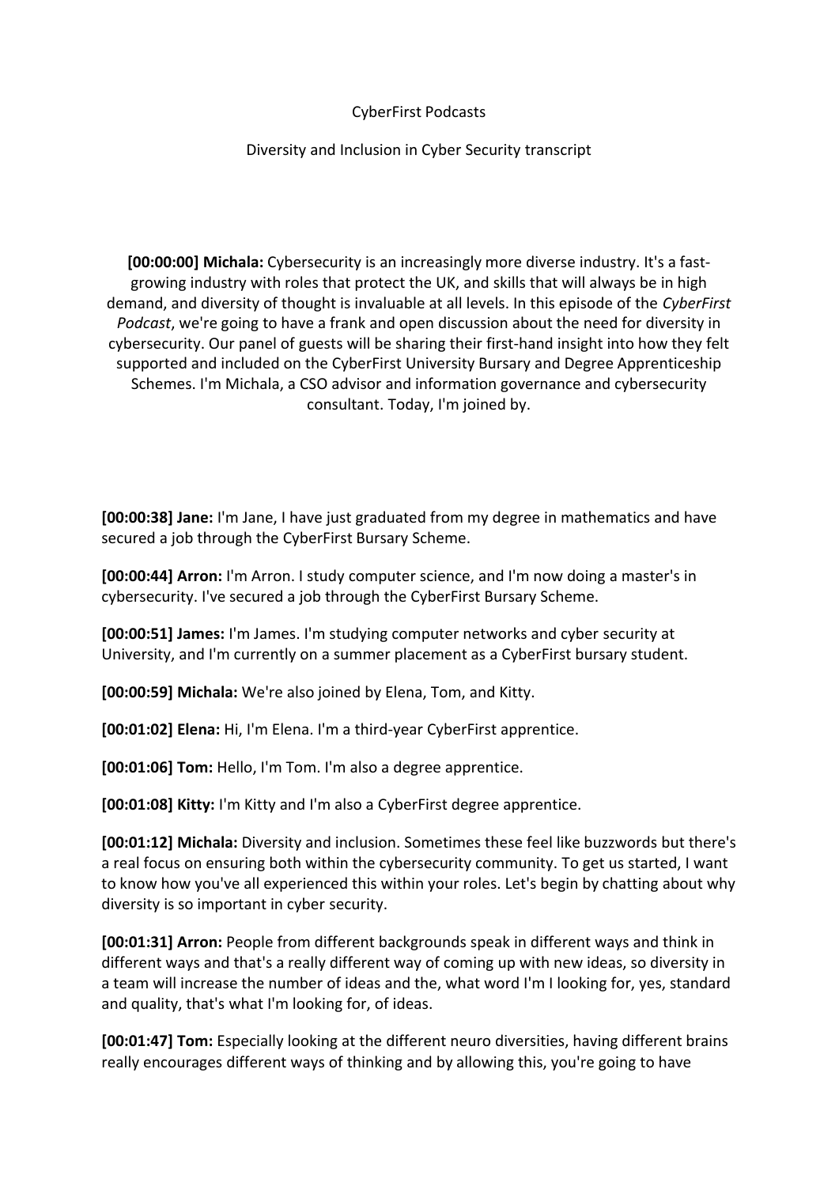CyberFirst Podcasts

Diversity and Inclusion in Cyber Security transcript

**[00:00:00] Michala:** Cybersecurity is an increasingly more diverse industry. It's a fast-growing industry with roles that protect the UK, and skills that will always be in high demand, and diversity of thought is invaluable at all levels. In this episode of the *CyberFirst Podcast*, we're going to have a frank and open discussion about the need for diversity in cybersecurity. Our panel of guests will be sharing their first-hand insight into how they felt supported and included on the CyberFirst University Bursary and Degree Apprenticeship Schemes. I'm Michala, a CSO advisor and information governance and cybersecurity consultant. Today, I'm joined by.

**[00:00:38] Jane:** I'm Jane, I have just graduated from my degree in mathematics and have secured a job through the CyberFirst Bursary Scheme.

**[00:00:44] Arron:** I'm Arron. I study computer science, and I'm now doing a master's in cybersecurity. I've secured a job through the CyberFirst Bursary Scheme.

**[00:00:51] James:** I'm James. I'm studying computer networks and cyber security at University, and I'm currently on a summer placement as a CyberFirst bursary student.

**[00:00:59] Michala:** We're also joined by Elena, Tom, and Kitty.

**[00:01:02] Elena:** Hi, I'm Elena. I'm a third-year CyberFirst apprentice.

**[00:01:06] Tom:** Hello, I'm Tom. I'm also a degree apprentice.

**[00:01:08] Kitty:** I'm Kitty and I'm also a CyberFirst degree apprentice.

**[00:01:12] Michala:** Diversity and inclusion. Sometimes these feel like buzzwords but there's a real focus on ensuring both within the cybersecurity community. To get us started, I want to know how you've all experienced this within your roles. Let's begin by chatting about why diversity is so important in cyber security.

**[00:01:31] Arron:** People from different backgrounds speak in different ways and think in different ways and that's a really different way of coming up with new ideas, so diversity in a team will increase the number of ideas and the, what word I'm I looking for, yes, standard and quality, that's what I'm looking for, of ideas.

**[00:01:47] Tom:** Especially looking at the different neuro diversities, having different brains really encourages different ways of thinking and by allowing this, you're going to have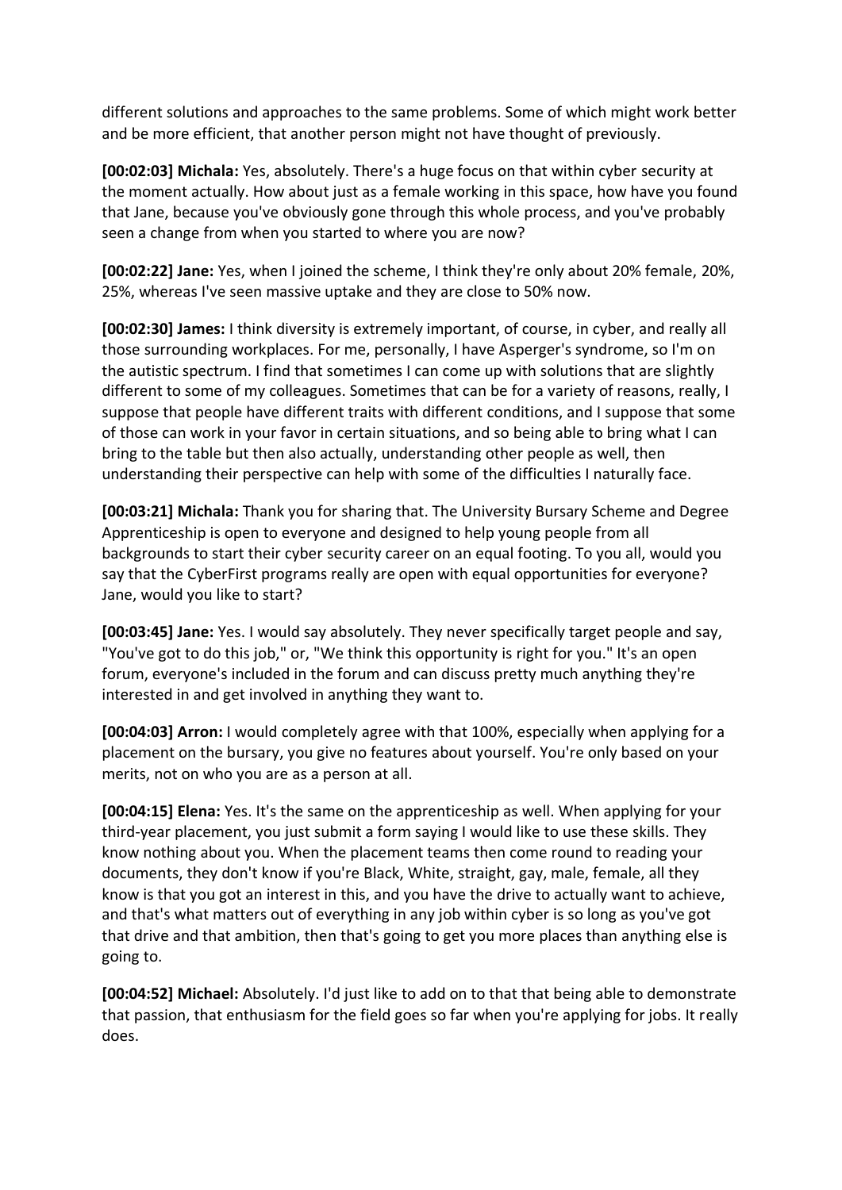different solutions and approaches to the same problems. Some of which might work better and be more efficient, that another person might not have thought of previously.

**[00:02:03] Michala:** Yes, absolutely. There's a huge focus on that within cyber security at the moment actually. How about just as a female working in this space, how have you found that Jane, because you've obviously gone through this whole process, and you've probably seen a change from when you started to where you are now?

**[00:02:22] Jane:** Yes, when I joined the scheme, I think they're only about 20% female, 20%, 25%, whereas I've seen massive uptake and they are close to 50% now.

**[00:02:30] James:** I think diversity is extremely important, of course, in cyber, and really all those surrounding workplaces. For me, personally, I have Asperger's syndrome, so I'm on the autistic spectrum. I find that sometimes I can come up with solutions that are slightly different to some of my colleagues. Sometimes that can be for a variety of reasons, really, I suppose that people have different traits with different conditions, and I suppose that some of those can work in your favor in certain situations, and so being able to bring what I can bring to the table but then also actually, understanding other people as well, then understanding their perspective can help with some of the difficulties I naturally face.

**[00:03:21] Michala:** Thank you for sharing that. The University Bursary Scheme and Degree Apprenticeship is open to everyone and designed to help young people from all backgrounds to start their cyber security career on an equal footing. To you all, would you say that the CyberFirst programs really are open with equal opportunities for everyone? Jane, would you like to start?

**[00:03:45] Jane:** Yes. I would say absolutely. They never specifically target people and say, "You've got to do this job," or, "We think this opportunity is right for you." It's an open forum, everyone's included in the forum and can discuss pretty much anything they're interested in and get involved in anything they want to.

**[00:04:03] Arron:** I would completely agree with that 100%, especially when applying for a placement on the bursary, you give no features about yourself. You're only based on your merits, not on who you are as a person at all.

**[00:04:15] Elena:** Yes. It's the same on the apprenticeship as well. When applying for your third-year placement, you just submit a form saying I would like to use these skills. They know nothing about you. When the placement teams then come round to reading your documents, they don't know if you're Black, White, straight, gay, male, female, all they know is that you got an interest in this, and you have the drive to actually want to achieve, and that's what matters out of everything in any job within cyber is so long as you've got that drive and that ambition, then that's going to get you more places than anything else is going to.

**[00:04:52] Michael:** Absolutely. I'd just like to add on to that that being able to demonstrate that passion, that enthusiasm for the field goes so far when you're applying for jobs. It really does.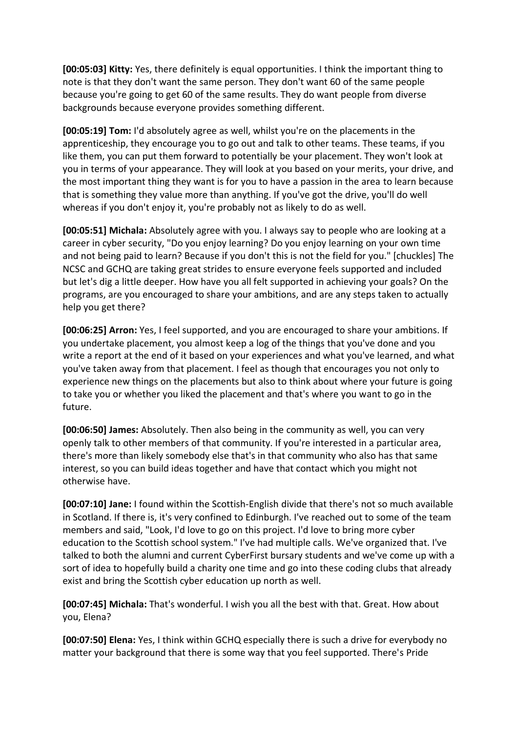**[00:05:03] Kitty:** Yes, there definitely is equal opportunities. I think the important thing to note is that they don't want the same person. They don't want 60 of the same people because you're going to get 60 of the same results. They do want people from diverse backgrounds because everyone provides something different.

**[00:05:19] Tom:** I'd absolutely agree as well, whilst you're on the placements in the apprenticeship, they encourage you to go out and talk to other teams. These teams, if you like them, you can put them forward to potentially be your placement. They won't look at you in terms of your appearance. They will look at you based on your merits, your drive, and the most important thing they want is for you to have a passion in the area to learn because that is something they value more than anything. If you've got the drive, you'll do well whereas if you don't enjoy it, you're probably not as likely to do as well.

**[00:05:51] Michala:** Absolutely agree with you. I always say to people who are looking at a career in cyber security, "Do you enjoy learning? Do you enjoy learning on your own time and not being paid to learn? Because if you don't this is not the field for you." [chuckles] The NCSC and GCHQ are taking great strides to ensure everyone feels supported and included but let's dig a little deeper. How have you all felt supported in achieving your goals? On the programs, are you encouraged to share your ambitions, and are any steps taken to actually help you get there?

**[00:06:25] Arron:** Yes, I feel supported, and you are encouraged to share your ambitions. If you undertake placement, you almost keep a log of the things that you've done and you write a report at the end of it based on your experiences and what you've learned, and what you've taken away from that placement. I feel as though that encourages you not only to experience new things on the placements but also to think about where your future is going to take you or whether you liked the placement and that's where you want to go in the future.

**[00:06:50] James:** Absolutely. Then also being in the community as well, you can very openly talk to other members of that community. If you're interested in a particular area, there's more than likely somebody else that's in that community who also has that same interest, so you can build ideas together and have that contact which you might not otherwise have.

**[00:07:10] Jane:** I found within the Scottish-English divide that there's not so much available in Scotland. If there is, it's very confined to Edinburgh. I've reached out to some of the team members and said, "Look, I'd love to go on this project. I'd love to bring more cyber education to the Scottish school system." I've had multiple calls. We've organized that. I've talked to both the alumni and current CyberFirst bursary students and we've come up with a sort of idea to hopefully build a charity one time and go into these coding clubs that already exist and bring the Scottish cyber education up north as well.

**[00:07:45] Michala:** That's wonderful. I wish you all the best with that. Great. How about you, Elena?

**[00:07:50] Elena:** Yes, I think within GCHQ especially there is such a drive for everybody no matter your background that there is some way that you feel supported. There's Pride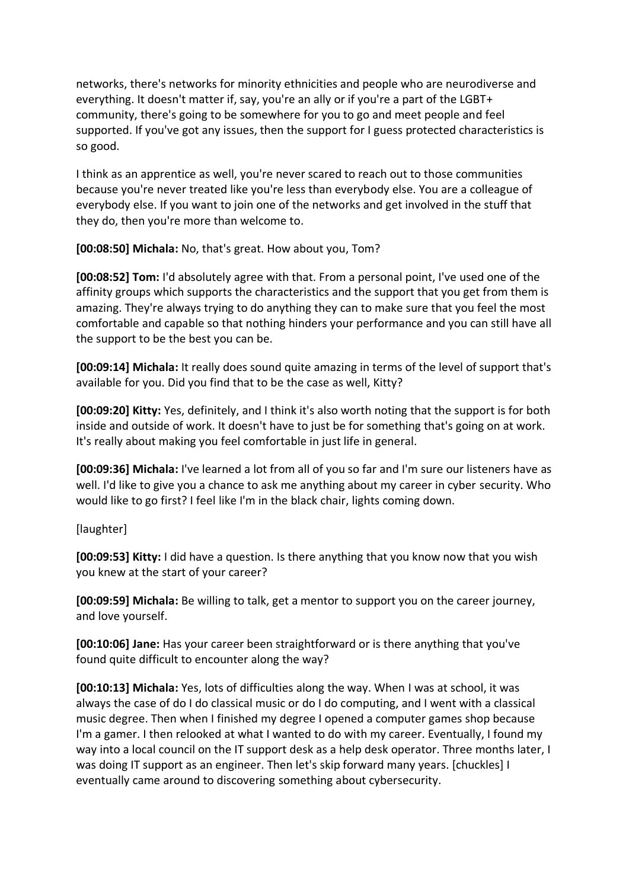networks, there's networks for minority ethnicities and people who are neurodiverse and everything. It doesn't matter if, say, you're an ally or if you're a part of the LGBT+ community, there's going to be somewhere for you to go and meet people and feel supported. If you've got any issues, then the support for I guess protected characteristics is so good.

I think as an apprentice as well, you're never scared to reach out to those communities because you're never treated like you're less than everybody else. You are a colleague of everybody else. If you want to join one of the networks and get involved in the stuff that they do, then you're more than welcome to.

**[00:08:50] Michala:** No, that's great. How about you, Tom?

**[00:08:52] Tom:** I'd absolutely agree with that. From a personal point, I've used one of the affinity groups which supports the characteristics and the support that you get from them is amazing. They're always trying to do anything they can to make sure that you feel the most comfortable and capable so that nothing hinders your performance and you can still have all the support to be the best you can be.

**[00:09:14] Michala:** It really does sound quite amazing in terms of the level of support that's available for you. Did you find that to be the case as well, Kitty?

**[00:09:20] Kitty:** Yes, definitely, and I think it's also worth noting that the support is for both inside and outside of work. It doesn't have to just be for something that's going on at work. It's really about making you feel comfortable in just life in general.

**[00:09:36] Michala:** I've learned a lot from all of you so far and I'm sure our listeners have as well. I'd like to give you a chance to ask me anything about my career in cyber security. Who would like to go first? I feel like I'm in the black chair, lights coming down.

[laughter]

**[00:09:53] Kitty:** I did have a question. Is there anything that you know now that you wish you knew at the start of your career?

**[00:09:59] Michala:** Be willing to talk, get a mentor to support you on the career journey, and love yourself.

**[00:10:06] Jane:** Has your career been straightforward or is there anything that you've found quite difficult to encounter along the way?

**[00:10:13] Michala:** Yes, lots of difficulties along the way. When I was at school, it was always the case of do I do classical music or do I do computing, and I went with a classical music degree. Then when I finished my degree I opened a computer games shop because I'm a gamer. I then relooked at what I wanted to do with my career. Eventually, I found my way into a local council on the IT support desk as a help desk operator. Three months later, I was doing IT support as an engineer. Then let's skip forward many years. [chuckles] I eventually came around to discovering something about cybersecurity.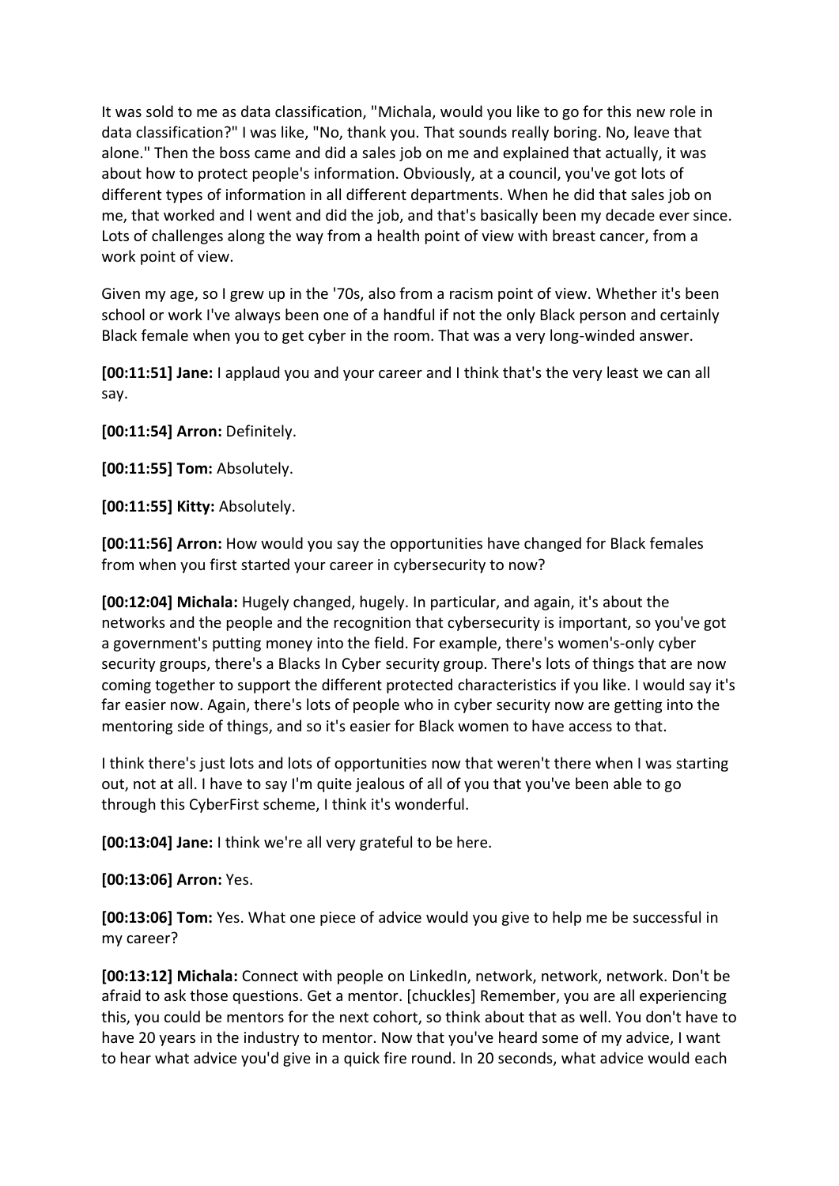It was sold to me as data classification, "Michala, would you like to go for this new role in data classification?" I was like, "No, thank you. That sounds really boring. No, leave that alone." Then the boss came and did a sales job on me and explained that actually, it was about how to protect people's information. Obviously, at a council, you've got lots of different types of information in all different departments. When he did that sales job on me, that worked and I went and did the job, and that's basically been my decade ever since. Lots of challenges along the way from a health point of view with breast cancer, from a work point of view.

Given my age, so I grew up in the '70s, also from a racism point of view. Whether it's been school or work I've always been one of a handful if not the only Black person and certainly Black female when you to get cyber in the room. That was a very long-winded answer.

**[00:11:51] Jane:** I applaud you and your career and I think that's the very least we can all say.

**[00:11:54] Arron:** Definitely.

**[00:11:55] Tom:** Absolutely.

**[00:11:55] Kitty:** Absolutely.

**[00:11:56] Arron:** How would you say the opportunities have changed for Black females from when you first started your career in cybersecurity to now?

**[00:12:04] Michala:** Hugely changed, hugely. In particular, and again, it's about the networks and the people and the recognition that cybersecurity is important, so you've got a government's putting money into the field. For example, there's women's-only cyber security groups, there's a Blacks In Cyber security group. There's lots of things that are now coming together to support the different protected characteristics if you like. I would say it's far easier now. Again, there's lots of people who in cyber security now are getting into the mentoring side of things, and so it's easier for Black women to have access to that.

I think there's just lots and lots of opportunities now that weren't there when I was starting out, not at all. I have to say I'm quite jealous of all of you that you've been able to go through this CyberFirst scheme, I think it's wonderful.

**[00:13:04] Jane:** I think we're all very grateful to be here.

**[00:13:06] Arron:** Yes.

**[00:13:06] Tom:** Yes. What one piece of advice would you give to help me be successful in my career?

**[00:13:12] Michala:** Connect with people on LinkedIn, network, network, network. Don't be afraid to ask those questions. Get a mentor. [chuckles] Remember, you are all experiencing this, you could be mentors for the next cohort, so think about that as well. You don't have to have 20 years in the industry to mentor. Now that you've heard some of my advice, I want to hear what advice you'd give in a quick fire round. In 20 seconds, what advice would each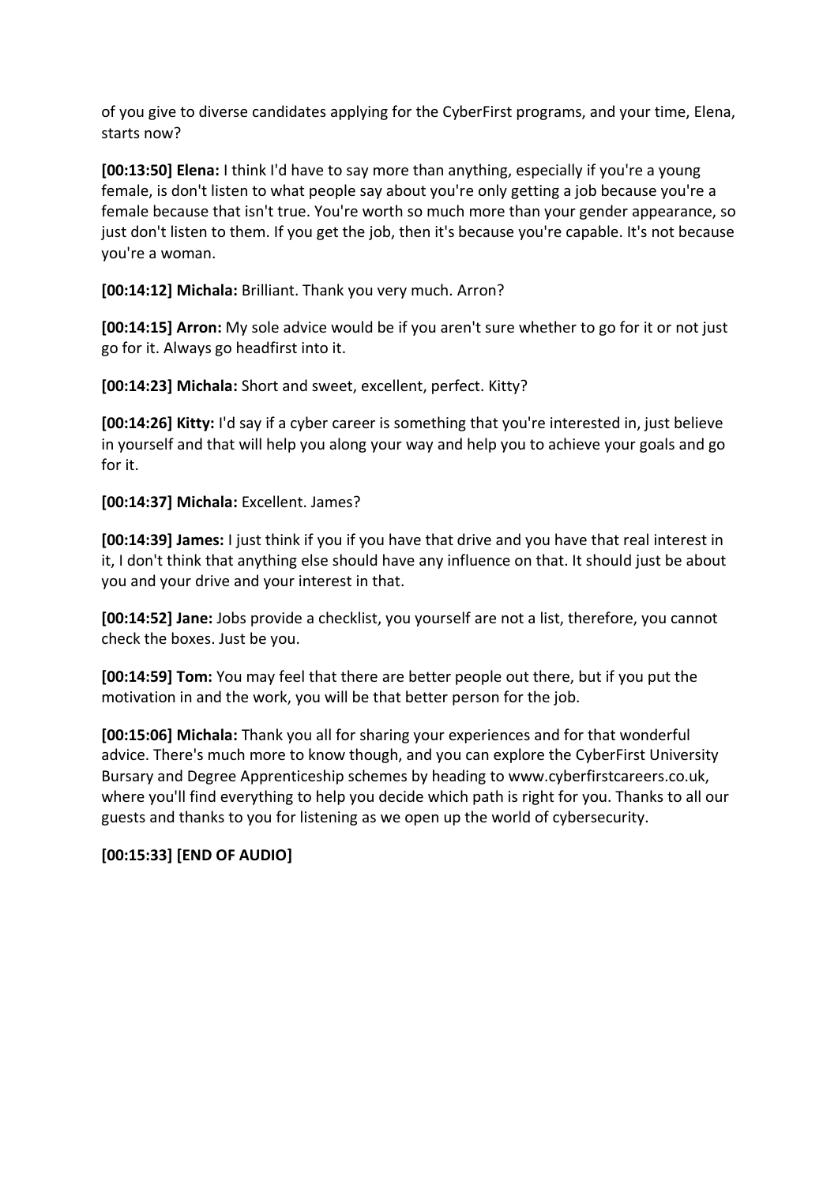of you give to diverse candidates applying for the CyberFirst programs, and your time, Elena, starts now?

**[00:13:50] Elena:** I think I'd have to say more than anything, especially if you're a young female, is don't listen to what people say about you're only getting a job because you're a female because that isn't true. You're worth so much more than your gender appearance, so just don't listen to them. If you get the job, then it's because you're capable. It's not because you're a woman.

**[00:14:12] Michala:** Brilliant. Thank you very much. Arron?

**[00:14:15] Arron:** My sole advice would be if you aren't sure whether to go for it or not just go for it. Always go headfirst into it.

**[00:14:23] Michala:** Short and sweet, excellent, perfect. Kitty?

**[00:14:26] Kitty:** I'd say if a cyber career is something that you're interested in, just believe in yourself and that will help you along your way and help you to achieve your goals and go for it.

**[00:14:37] Michala:** Excellent. James?

**[00:14:39] James:** I just think if you if you have that drive and you have that real interest in it, I don't think that anything else should have any influence on that. It should just be about you and your drive and your interest in that.

**[00:14:52] Jane:** Jobs provide a checklist, you yourself are not a list, therefore, you cannot check the boxes. Just be you.

**[00:14:59] Tom:** You may feel that there are better people out there, but if you put the motivation in and the work, you will be that better person for the job.

**[00:15:06] Michala:** Thank you all for sharing your experiences and for that wonderful advice. There's much more to know though, and you can explore the CyberFirst University Bursary and Degree Apprenticeship schemes by heading to www.cyberfirstcareers.co.uk, where you'll find everything to help you decide which path is right for you. Thanks to all our guests and thanks to you for listening as we open up the world of cybersecurity.

**[00:15:33] [END OF AUDIO]**